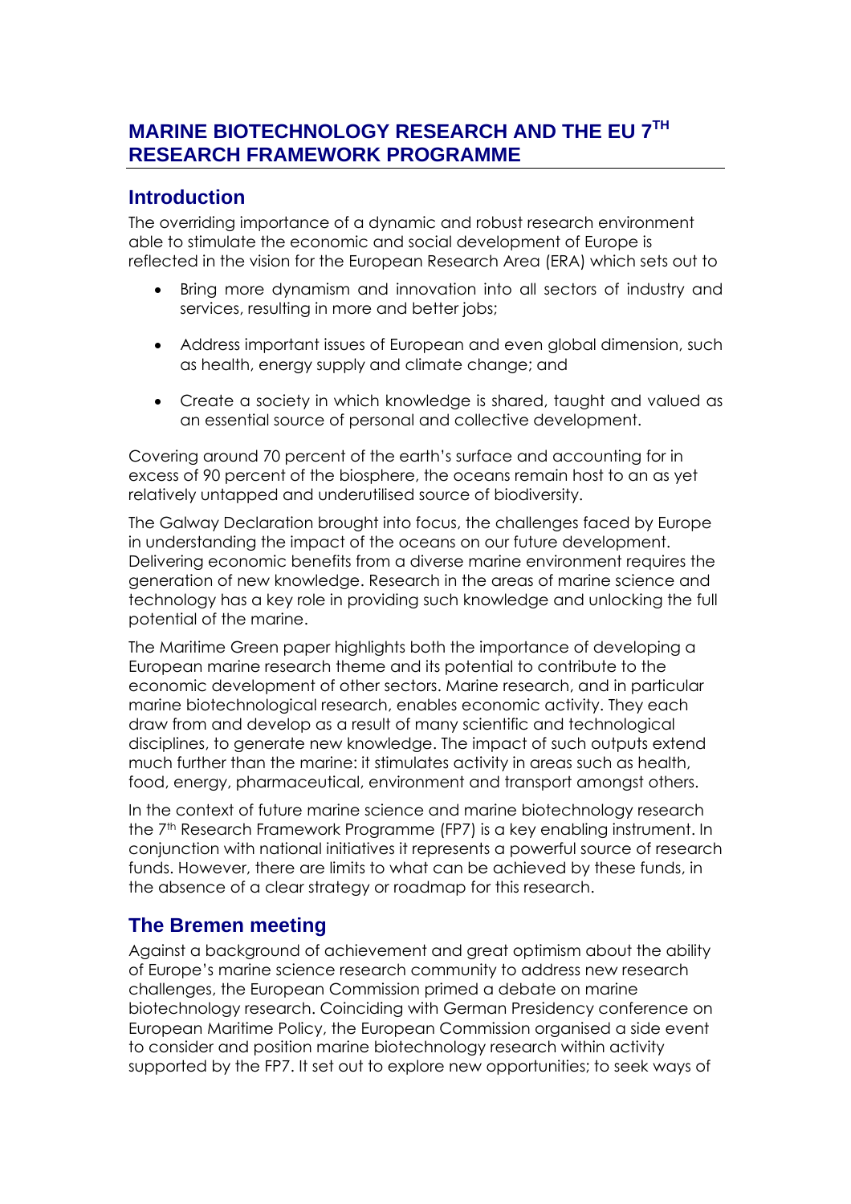# MARINE BIOTECHNOLOGY RESEARCH AND THE EU 7TH RESEARCH FRAMEWORK PROGRAMME

## Introduction

The overriding importance of a dynamic and robust research environment able to stimulate the economic and social development of Europe is reflected in the vision for the European Research Area (ERA) which sets out to

- Bring more dynamism and innovation into all sectors of industry and services, resulting in more and better jobs;
- Address important issues of European and even global dimension, such as health, energy supply and climate change; and
- Create a society in which knowledge is shared, taught and valued as an essential source of personal and collective development.

Covering around 70 percent of the earth's surface and accounting for in excess of 90 percent of the biosphere, the oceans remain host to an as yet relatively untapped and underutilised source of biodiversity.

The Galway Declaration brought into focus, the challenges faced by Europe in understanding the impact of the oceans on our future development. Delivering economic benefits from a diverse marine environment requires the generation of new knowledge. Research in the areas of marine science and technology has a key role in providing such knowledge and unlocking the full potential of the marine.

The Maritime Green paper highlights both the importance of developing a European marine research theme and its potential to contribute to the economic development of other sectors. Marine research, and in particular marine biotechnological research, enables economic activity. They each draw from and develop as a result of many scientific and technological disciplines, to generate new knowledge. The impact of such outputs extend much further than the marine: it stimulates activity in areas such as health, food, energy, pharmaceutical, environment and transport amongst others.

In the context of future marine science and marine biotechnology research the 7th Research Framework Programme (FP7) is a key enabling instrument. In conjunction with national initiatives it represents a powerful source of research funds. However, there are limits to what can be achieved by these funds, in the absence of a clear strategy or roadmap for this research.

## The Bremen meeting

Against a background of achievement and great optimism about the ability of Europe's marine science research community to address new research challenges, the European Commission primed a debate on marine biotechnology research. Coinciding with German Presidency conference on European Maritime Policy, the European Commission organised a side event to consider and position marine biotechnology research within activity supported by the FP7. It set out to explore new opportunities; to seek ways of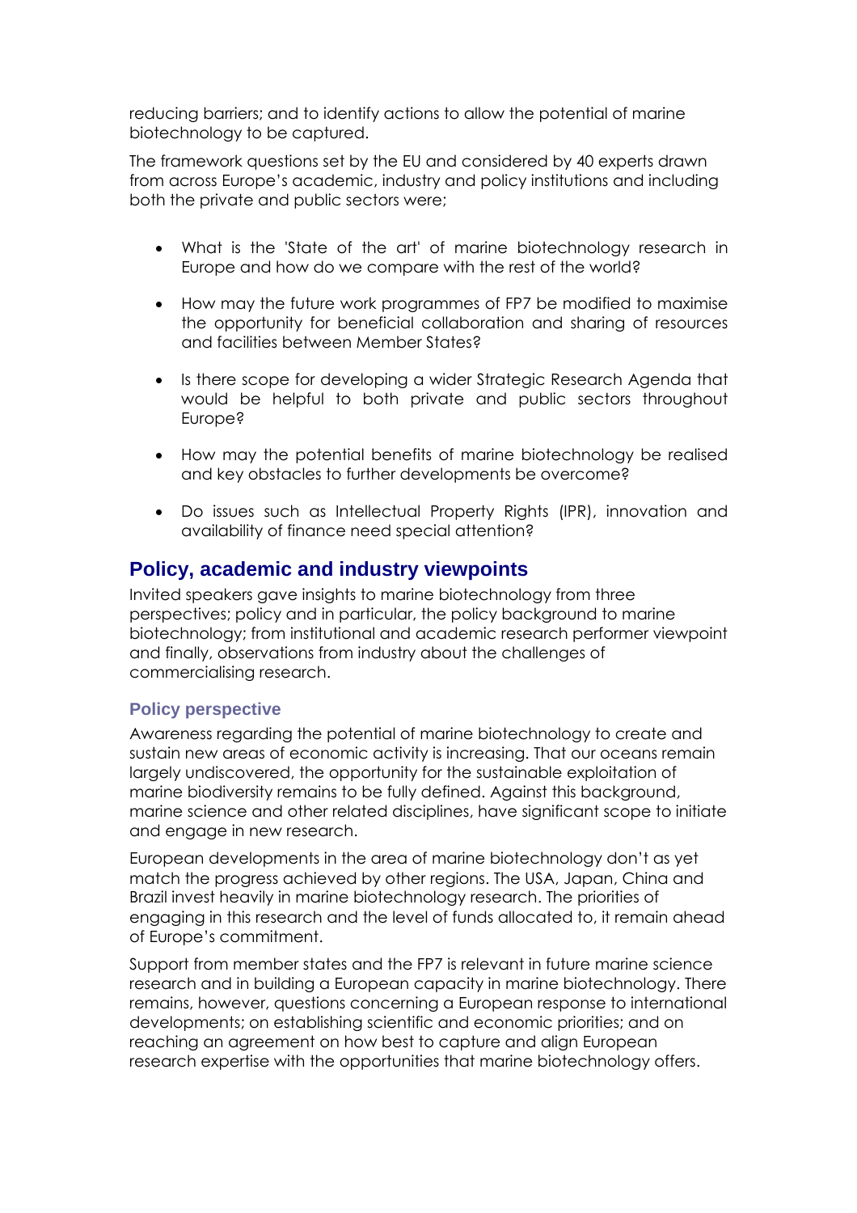reducing barriers; and to identify actions to allow the potential of marine biotechnology to be captured.

The framework questions set by the EU and considered by 40 experts drawn from across Europe's academic, industry and policy institutions and including both the private and public sectors were;

- What is the 'State of the art' of marine biotechnology research in Europe and how do we compare with the rest of the world?
- How may the future work programmes of FP7 be modified to maximise the opportunity for beneficial collaboration and sharing of resources and facilities between Member States?
- Is there scope for developing a wider Strategic Research Agenda that would be helpful to both private and public sectors throughout Europe?
- How may the potential benefits of marine biotechnology be realised and key obstacles to further developments be overcome?
- Do issues such as Intellectual Property Rights (IPR), innovation and availability of finance need special attention?

## Policy, academic and industry viewpoints

Invited speakers gave insights to marine biotechnology from three perspectives; policy and in particular, the policy background to marine biotechnology; from institutional and academic research performer viewpoint and finally, observations from industry about the challenges of commercialising research.

### Policy perspective

Awareness regarding the potential of marine biotechnology to create and sustain new areas of economic activity is increasing. That our oceans remain largely undiscovered, the opportunity for the sustainable exploitation of marine biodiversity remains to be fully defined. Against this background, marine science and other related disciplines, have significant scope to initiate and engage in new research.

European developments in the area of marine biotechnology don't as yet match the progress achieved by other regions. The USA, Japan, China and Brazil invest heavily in marine biotechnology research. The priorities of engaging in this research and the level of funds allocated to, it remain ahead of Europe's commitment.

Support from member states and the FP7 is relevant in future marine science research and in building a European capacity in marine biotechnology. There remains, however, questions concerning a European response to international developments; on establishing scientific and economic priorities; and on reaching an agreement on how best to capture and align European research expertise with the opportunities that marine biotechnology offers.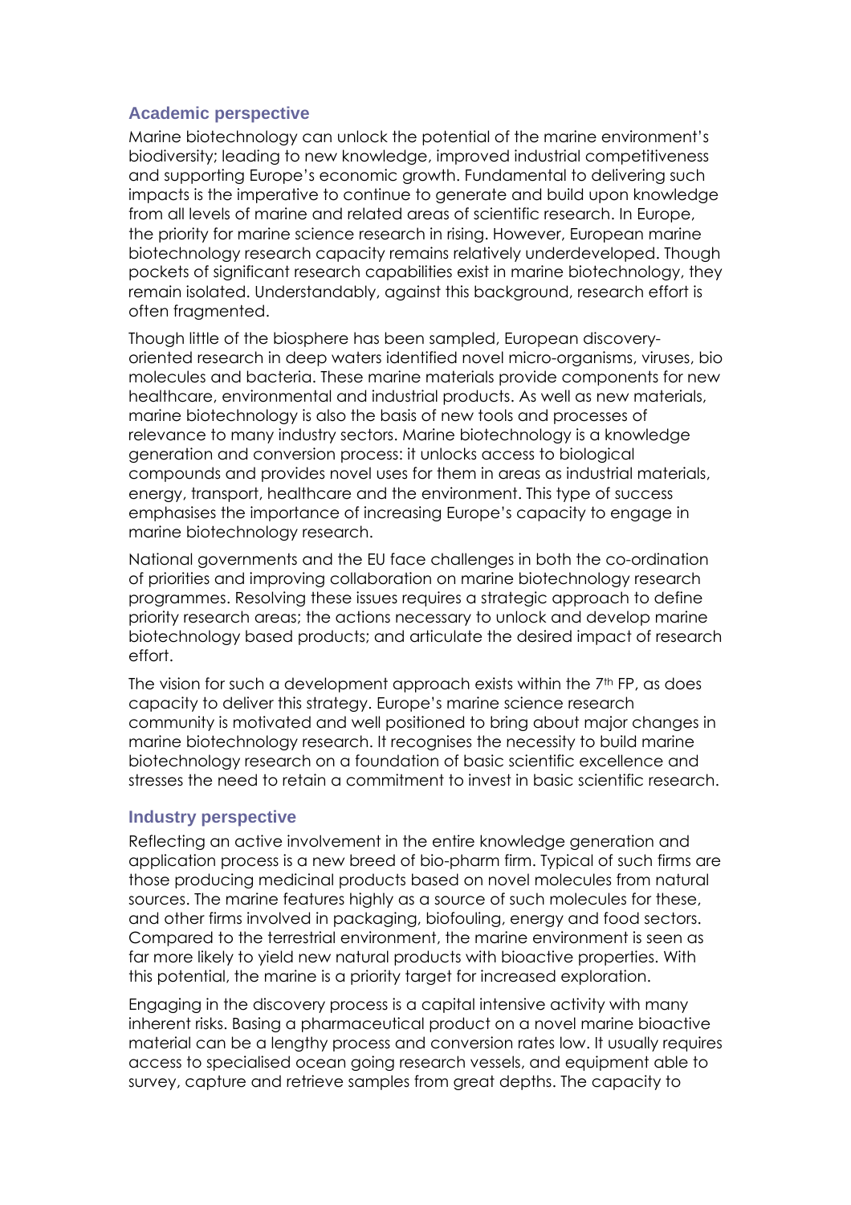## Academic perspective

Marine biotechnology can unlock the potential of the marine environment's biodiversity; leading to new knowledge, improved industrial competitiveness and supporting Europe's economic growth. Fundamental to delivering such impacts is the imperative to continue to generate and build upon knowledge from all levels of marine and related areas of scientific research. In Europe, the priority for marine science research in rising. However, European marine biotechnology research capacity remains relatively underdeveloped. Though pockets of significant research capabilities exist in marine biotechnology, they remain isolated. Understandably, against this background, research effort is often fragmented.

Though little of the biosphere has been sampled, European discovery-oriented research in deep waters identified novel micro-organisms, viruses, bio molecules and bacteria. These marine materials provide components for new healthcare, environmental and industrial products. As well as new materials, marine biotechnology is also the basis of new tools and processes of relevance to many industry sectors. Marine biotechnology is a knowledge generation and conversion process: it unlocks access to biological compounds and provides novel uses for them in areas as industrial materials, energy, transport, healthcare and the environment. This type of success emphasises the importance of increasing Europe's capacity to engage in marine biotechnology research.

National governments and the EU face challenges in both the co-ordination of priorities and improving collaboration on marine biotechnology research programmes. Resolving these issues requires a strategic approach to define priority research areas; the actions necessary to unlock and develop marine biotechnology based products; and articulate the desired impact of research effort.

The vision for such a development approach exists within the 7th FP, as does capacity to deliver this strategy. Europe's marine science research community is motivated and well positioned to bring about major changes in marine biotechnology research. It recognises the necessity to build marine biotechnology research on a foundation of basic scientific excellence and stresses the need to retain a commitment to invest in basic scientific research.

## Industry perspective

Reflecting an active involvement in the entire knowledge generation and application process is a new breed of bio-pharm firm. Typical of such firms are those producing medicinal products based on novel molecules from natural sources. The marine features highly as a source of such molecules for these, and other firms involved in packaging, biofouling, energy and food sectors. Compared to the terrestrial environment, the marine environment is seen as far more likely to yield new natural products with bioactive properties. With this potential, the marine is a priority target for increased exploration.

Engaging in the discovery process is a capital intensive activity with many inherent risks. Basing a pharmaceutical product on a novel marine bioactive material can be a lengthy process and conversion rates low. It usually requires access to specialised ocean going research vessels, and equipment able to survey, capture and retrieve samples from great depths. The capacity to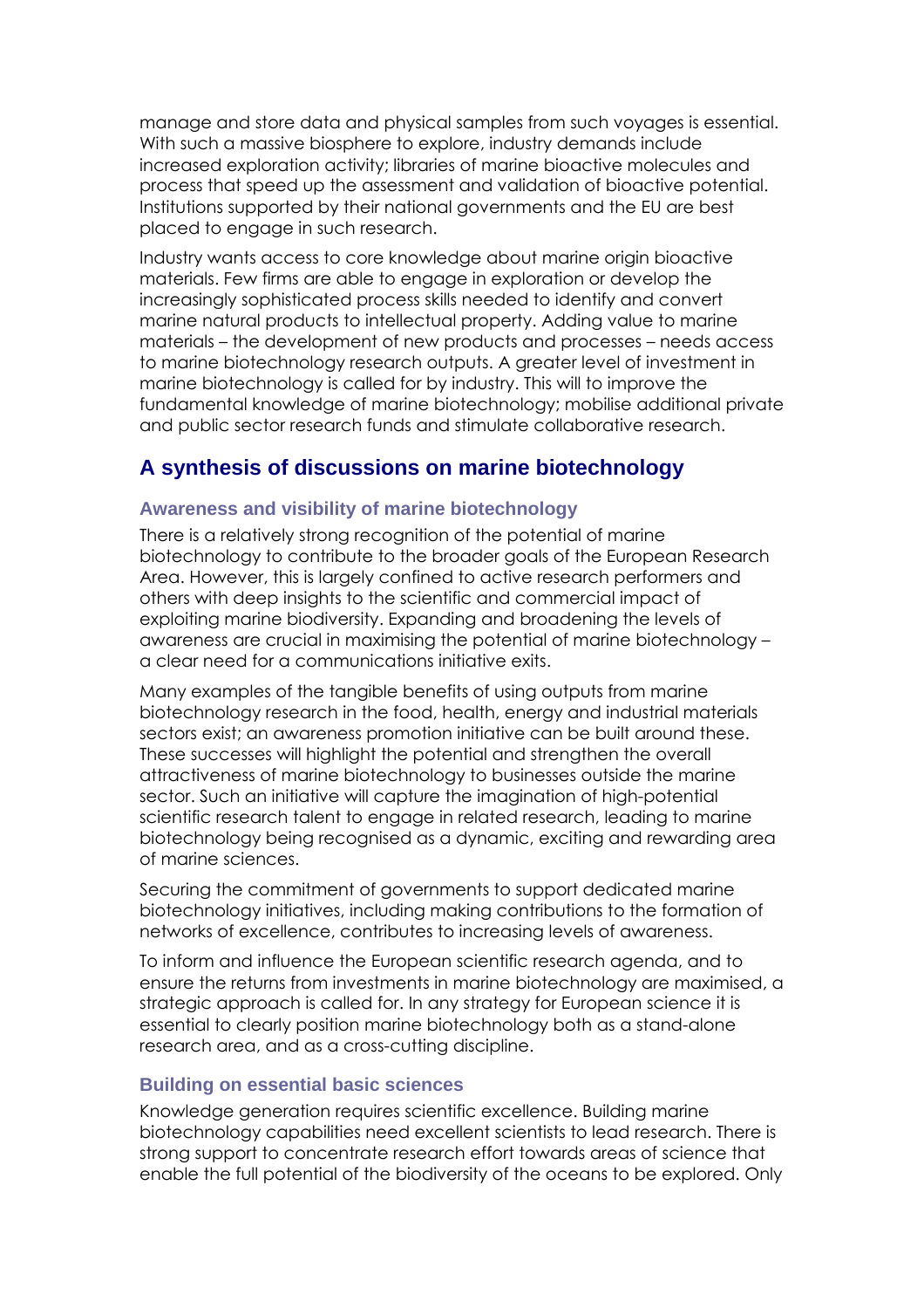manage and store data and physical samples from such voyages is essential. With such a massive biosphere to explore, industry demands include increased exploration activity; libraries of marine bioactive molecules and process that speed up the assessment and validation of bioactive potential. Institutions supported by their national governments and the EU are best placed to engage in such research.

Industry wants access to core knowledge about marine origin bioactive materials. Few firms are able to engage in exploration or develop the increasingly sophisticated process skills needed to identify and convert marine natural products to intellectual property. Adding value to marine materials – the development of new products and processes – needs access to marine biotechnology research outputs. A greater level of investment in marine biotechnology is called for by industry. This will to improve the fundamental knowledge of marine biotechnology; mobilise additional private and public sector research funds and stimulate collaborative research.

## A synthesis of discussions on marine biotechnology

### Awareness and visibility of marine biotechnology

There is a relatively strong recognition of the potential of marine biotechnology to contribute to the broader goals of the European Research Area. However, this is largely confined to active research performers and others with deep insights to the scientific and commercial impact of exploiting marine biodiversity. Expanding and broadening the levels of awareness are crucial in maximising the potential of marine biotechnology – a clear need for a communications initiative exits.

Many examples of the tangible benefits of using outputs from marine biotechnology research in the food, health, energy and industrial materials sectors exist; an awareness promotion initiative can be built around these. These successes will highlight the potential and strengthen the overall attractiveness of marine biotechnology to businesses outside the marine sector. Such an initiative will capture the imagination of high-potential scientific research talent to engage in related research, leading to marine biotechnology being recognised as a dynamic, exciting and rewarding area of marine sciences.

Securing the commitment of governments to support dedicated marine biotechnology initiatives, including making contributions to the formation of networks of excellence, contributes to increasing levels of awareness.

To inform and influence the European scientific research agenda, and to ensure the returns from investments in marine biotechnology are maximised, a strategic approach is called for. In any strategy for European science it is essential to clearly position marine biotechnology both as a stand-alone research area, and as a cross-cutting discipline.

### Building on essential basic sciences

Knowledge generation requires scientific excellence. Building marine biotechnology capabilities need excellent scientists to lead research. There is strong support to concentrate research effort towards areas of science that enable the full potential of the biodiversity of the oceans to be explored. Only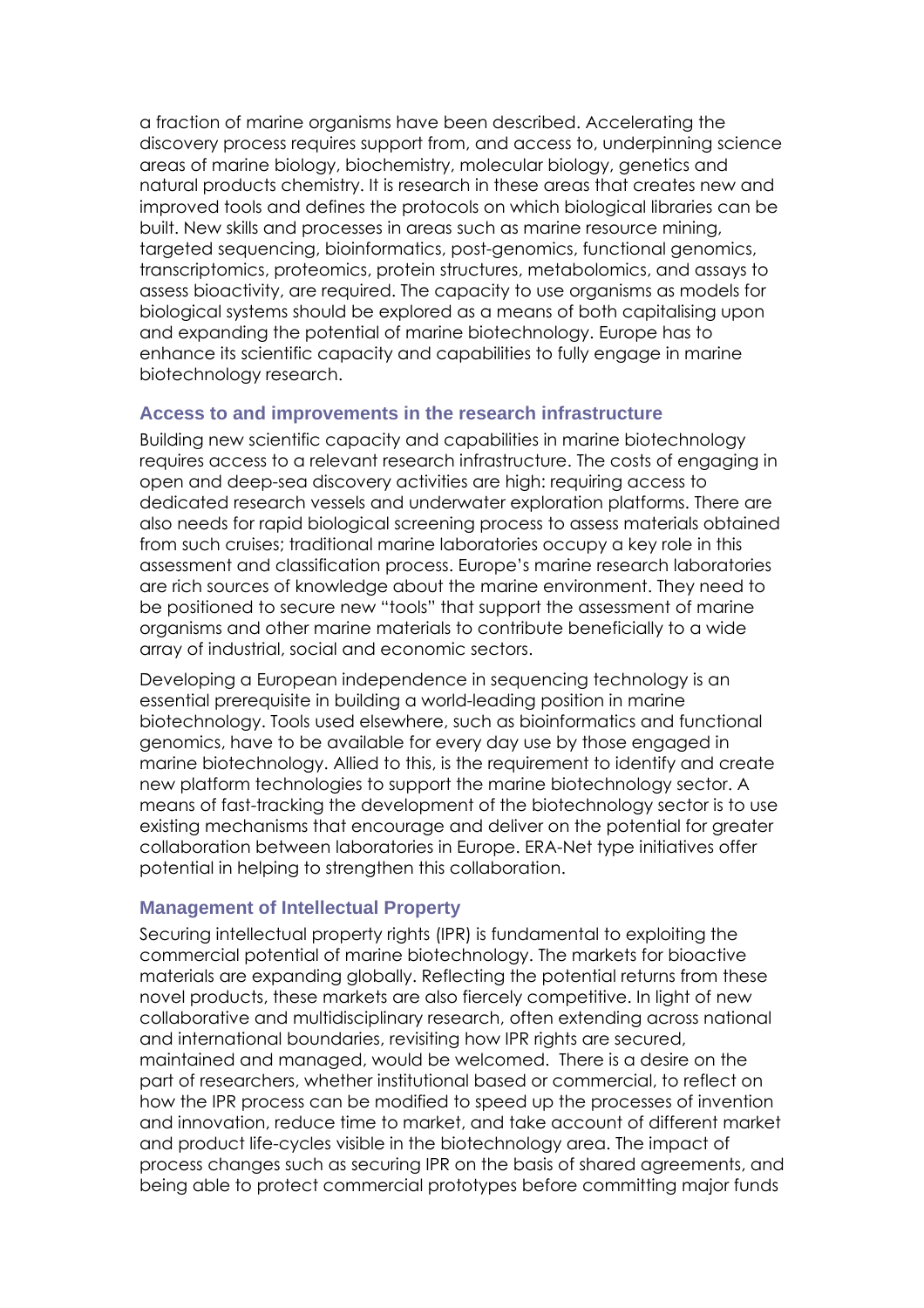a fraction of marine organisms have been described. Accelerating the discovery process requires support from, and access to, underpinning science areas of marine biology, biochemistry, molecular biology, genetics and natural products chemistry. It is research in these areas that creates new and improved tools and defines the protocols on which biological libraries can be built. New skills and processes in areas such as marine resource mining, targeted sequencing, bioinformatics, post-genomics, functional genomics, transcriptomics, proteomics, protein structures, metabolomics, and assays to assess bioactivity, are required. The capacity to use organisms as models for biological systems should be explored as a means of both capitalising upon and expanding the potential of marine biotechnology. Europe has to enhance its scientific capacity and capabilities to fully engage in marine biotechnology research.

### Access to and improvements in the research infrastructure

Building new scientific capacity and capabilities in marine biotechnology requires access to a relevant research infrastructure. The costs of engaging in open and deep-sea discovery activities are high: requiring access to dedicated research vessels and underwater exploration platforms. There are also needs for rapid biological screening process to assess materials obtained from such cruises; traditional marine laboratories occupy a key role in this assessment and classification process. Europe's marine research laboratories are rich sources of knowledge about the marine environment. They need to be positioned to secure new "tools" that support the assessment of marine organisms and other marine materials to contribute beneficially to a wide array of industrial, social and economic sectors.

Developing a European independence in sequencing technology is an essential prerequisite in building a world-leading position in marine biotechnology. Tools used elsewhere, such as bioinformatics and functional genomics, have to be available for every day use by those engaged in marine biotechnology. Allied to this, is the requirement to identify and create new platform technologies to support the marine biotechnology sector. A means of fast-tracking the development of the biotechnology sector is to use existing mechanisms that encourage and deliver on the potential for greater collaboration between laboratories in Europe. ERA-Net type initiatives offer potential in helping to strengthen this collaboration.

### Management of Intellectual Property

Securing intellectual property rights (IPR) is fundamental to exploiting the commercial potential of marine biotechnology. The markets for bioactive materials are expanding globally. Reflecting the potential returns from these novel products, these markets are also fiercely competitive. In light of new collaborative and multidisciplinary research, often extending across national and international boundaries, revisiting how IPR rights are secured, maintained and managed, would be welcomed. There is a desire on the part of researchers, whether institutional based or commercial, to reflect on how the IPR process can be modified to speed up the processes of invention and innovation, reduce time to market, and take account of different market and product life-cycles visible in the biotechnology area. The impact of process changes such as securing IPR on the basis of shared agreements, and being able to protect commercial prototypes before committing major funds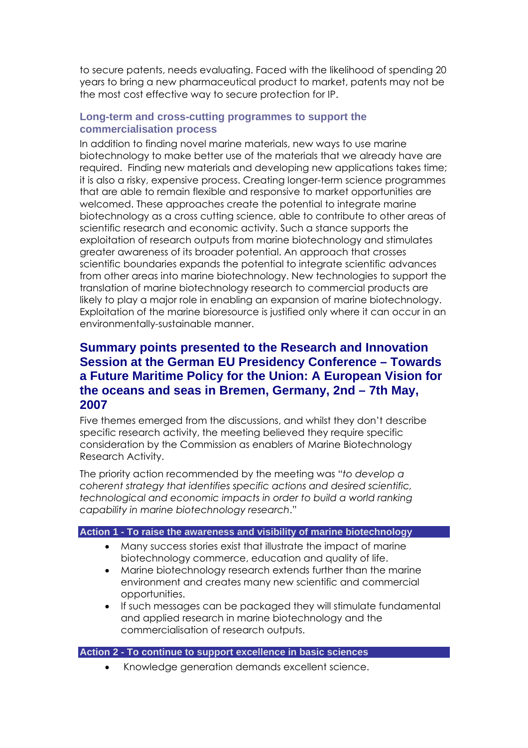to secure patents, needs evaluating. Faced with the likelihood of spending 20 years to bring a new pharmaceutical product to market, patents may not be the most cost effective way to secure protection for IP.

### Long-term and cross-cutting programmes to support the commercialisation process

In addition to finding novel marine materials, new ways to use marine biotechnology to make better use of the materials that we already have are required. Finding new materials and developing new applications takes time; it is also a risky, expensive process. Creating longer-term science programmes that are able to remain flexible and responsive to market opportunities are welcomed. These approaches create the potential to integrate marine biotechnology as a cross cutting science, able to contribute to other areas of scientific research and economic activity. Such a stance supports the exploitation of research outputs from marine biotechnology and stimulates greater awareness of its broader potential. An approach that crosses scientific boundaries expands the potential to integrate scientific advances from other areas into marine biotechnology. New technologies to support the translation of marine biotechnology research to commercial products are likely to play a major role in enabling an expansion of marine biotechnology. Exploitation of the marine bioresource is justified only where it can occur in an environmentally-sustainable manner.

## Summary points presented to the Research and Innovation Session at the German EU Presidency Conference – Towards a Future Maritime Policy for the Union: A European Vision for the oceans and seas in Bremen, Germany, 2nd – 7th May, 2007

Five themes emerged from the discussions, and whilst they don't describe specific research activity, the meeting believed they require specific consideration by the Commission as enablers of Marine Biotechnology Research Activity.

The priority action recommended by the meeting was "*to develop a coherent strategy that identifies specific actions and desired scientific, technological and economic impacts in order to build a world ranking capability in marine biotechnology research*."

**Action 1 - To raise the awareness and visibility of marine biotechnology**

- Many success stories exist that illustrate the impact of marine biotechnology commerce, education and quality of life.
- Marine biotechnology research extends further than the marine environment and creates many new scientific and commercial opportunities.
- If such messages can be packaged they will stimulate fundamental and applied research in marine biotechnology and the commercialisation of research outputs.

**Action 2 - To continue to support excellence in basic sciences**

- Knowledge generation demands excellent science.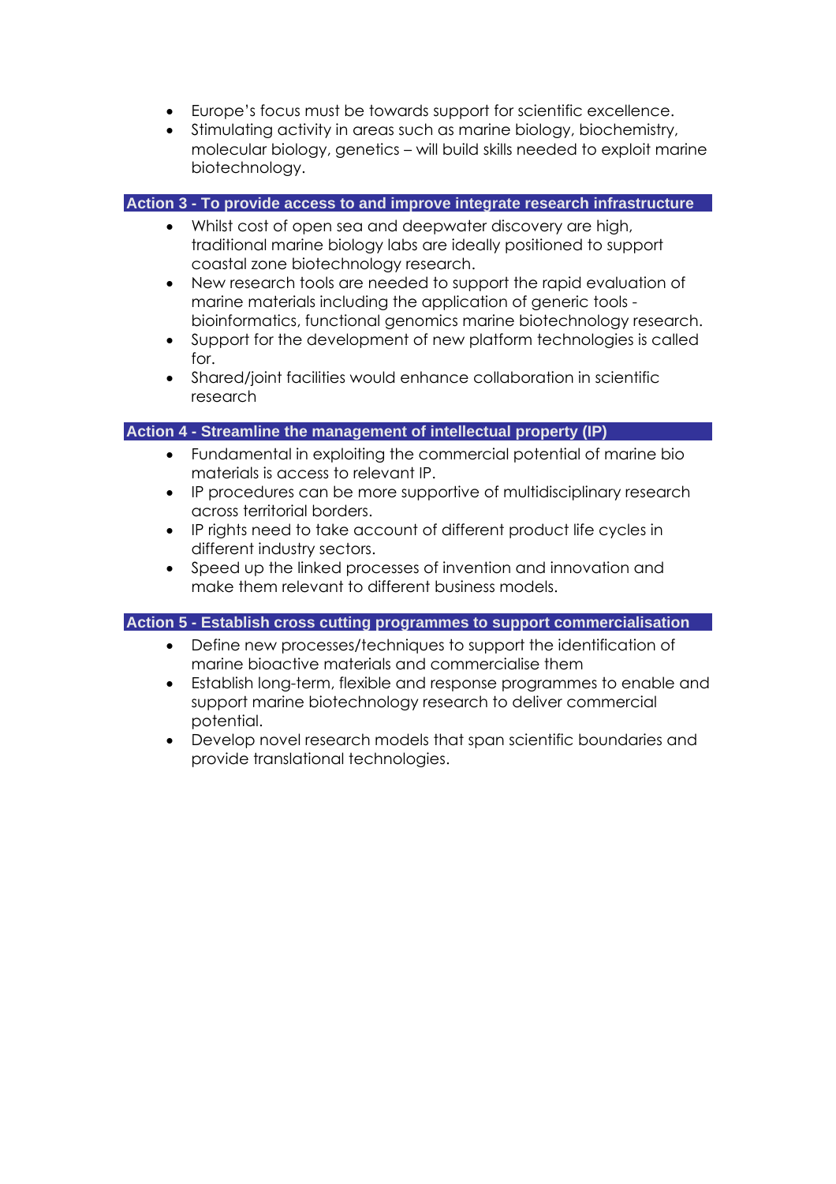- Europe's focus must be towards support for scientific excellence.
- Stimulating activity in areas such as marine biology, biochemistry, molecular biology, genetics – will build skills needed to exploit marine biotechnology.

### Action 3 - To provide access to and improve integrate research infrastructure

- Whilst cost of open sea and deepwater discovery are high, traditional marine biology labs are ideally positioned to support coastal zone biotechnology research.
- New research tools are needed to support the rapid evaluation of marine materials including the application of generic tools - bioinformatics, functional genomics marine biotechnology research.
- Support for the development of new platform technologies is called for.
- Shared/joint facilities would enhance collaboration in scientific research

### Action 4 - Streamline the management of intellectual property (IP)

- Fundamental in exploiting the commercial potential of marine bio materials is access to relevant IP.
- IP procedures can be more supportive of multidisciplinary research across territorial borders.
- IP rights need to take account of different product life cycles in different industry sectors.
- Speed up the linked processes of invention and innovation and make them relevant to different business models.

### Action 5 - Establish cross cutting programmes to support commercialisation

- Define new processes/techniques to support the identification of marine bioactive materials and commercialise them
- Establish long-term, flexible and response programmes to enable and support marine biotechnology research to deliver commercial potential.
- Develop novel research models that span scientific boundaries and provide translational technologies.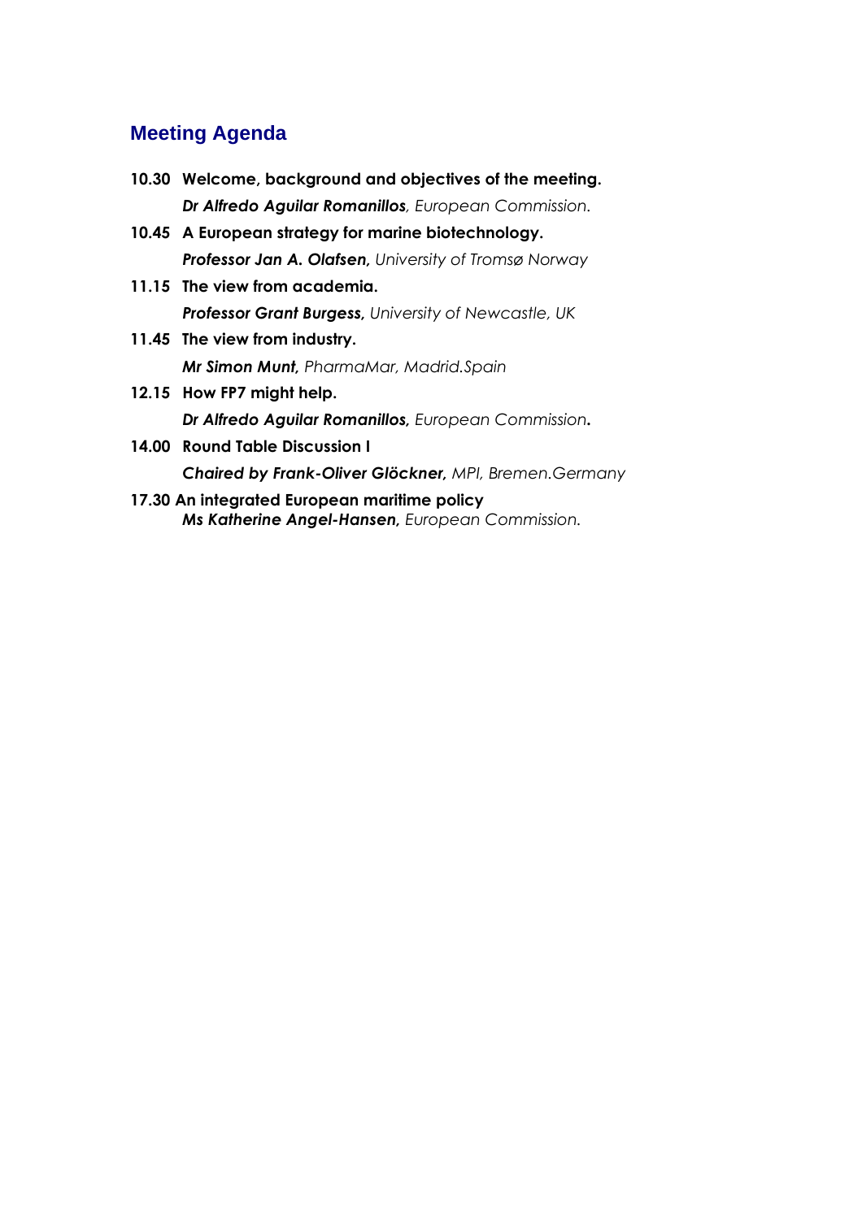## Meeting Agenda

**10.30 Welcome, background and objectives of the meeting.**
***Dr Alfredo Aguilar Romanillos****, European Commission.*

**10.45 A European strategy for marine biotechnology.**
***Professor Jan A. Olafsen,*** *University of Tromsø Norway*

**11.15 The view from academia.**
***Professor Grant Burgess,*** *University of Newcastle, UK*

**11.45 The view from industry.**
***Mr Simon Munt,*** *PharmaMar, Madrid.Spain*

**12.15 How FP7 might help.**
***Dr Alfredo Aguilar Romanillos,*** *European Commission****.***

**14.00 Round Table Discussion I**
***Chaired by Frank-Oliver Glöckner,*** *MPI, Bremen.Germany*

**17.30 An integrated European maritime policy**
***Ms Katherine Angel-Hansen,*** *European Commission.*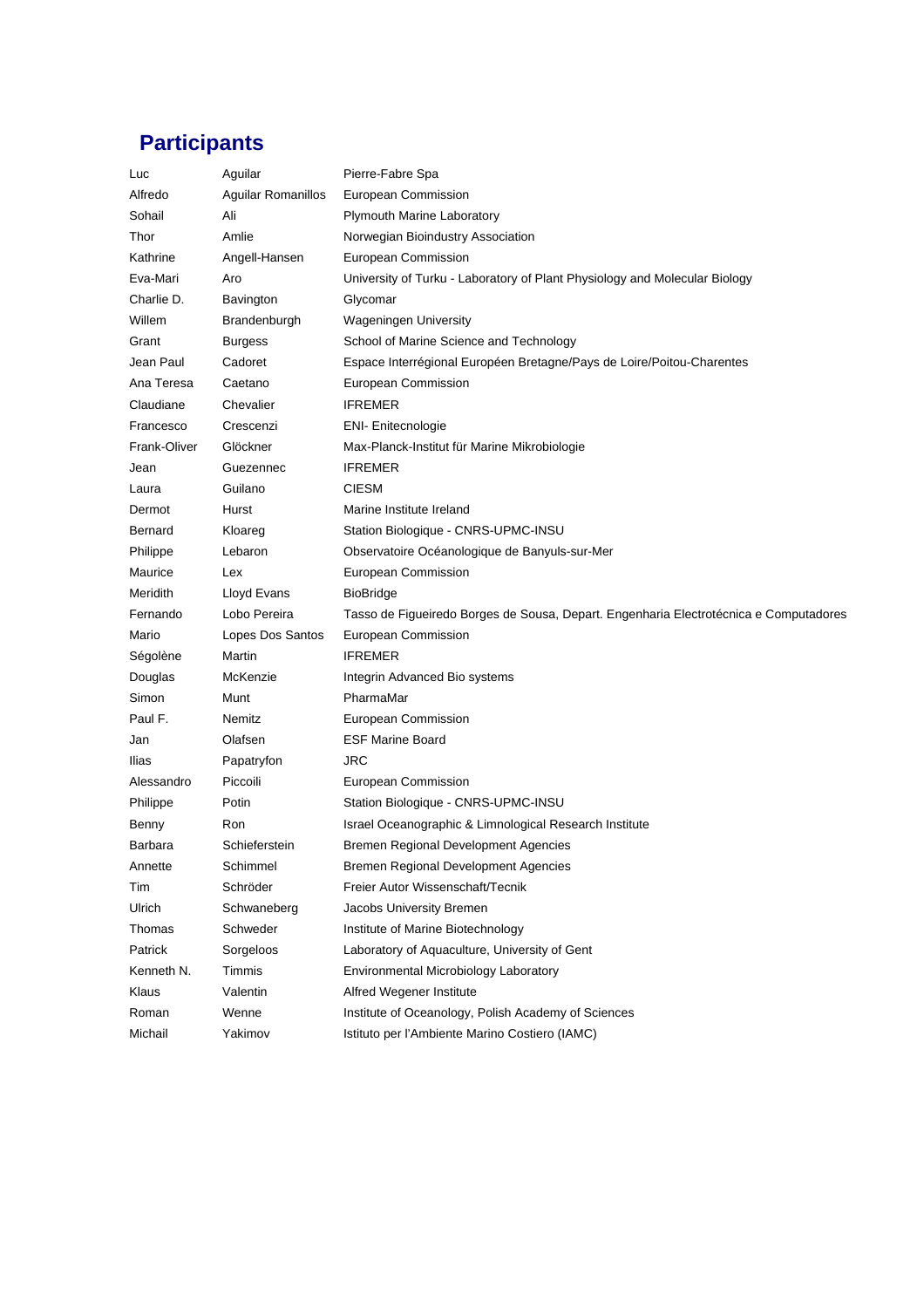# Participants

| | | |
|---|---|---|
| Luc | Aguilar | Pierre-Fabre Spa |
| Alfredo | Aguilar Romanillos | European Commission |
| Sohail | Ali | Plymouth Marine Laboratory |
| Thor | Amlie | Norwegian Bioindustry Association |
| Kathrine | Angell-Hansen | European Commission |
| Eva-Mari | Aro | University of Turku - Laboratory of Plant Physiology and Molecular Biology |
| Charlie D. | Bavington | Glycomar |
| Willem | Brandenburgh | Wageningen University |
| Grant | Burgess | School of Marine Science and Technology |
| Jean Paul | Cadoret | Espace Interrégional Européen Bretagne/Pays de Loire/Poitou-Charentes |
| Ana Teresa | Caetano | European Commission |
| Claudiane | Chevalier | IFREMER |
| Francesco | Crescenzi | ENI- Enitecnologie |
| Frank-Oliver | Glöckner | Max-Planck-Institut für Marine Mikrobiologie |
| Jean | Guezennec | IFREMER |
| Laura | Guilano | CIESM |
| Dermot | Hurst | Marine Institute Ireland |
| Bernard | Kloareg | Station Biologique - CNRS-UPMC-INSU |
| Philippe | Lebaron | Observatoire Océanologique de Banyuls-sur-Mer |
| Maurice | Lex | European Commission |
| Meridith | Lloyd Evans | BioBridge |
| Fernando | Lobo Pereira | Tasso de Figueiredo Borges de Sousa, Depart. Engenharia Electrotécnica e Computadores |
| Mario | Lopes Dos Santos | European Commission |
| Ségolène | Martin | IFREMER |
| Douglas | McKenzie | Integrin Advanced Bio systems |
| Simon | Munt | PharmaMar |
| Paul F. | Nemitz | European Commission |
| Jan | Olafsen | ESF Marine Board |
| Ilias | Papatryfon | JRC |
| Alessandro | Piccoili | European Commission |
| Philippe | Potin | Station Biologique - CNRS-UPMC-INSU |
| Benny | Ron | Israel Oceanographic & Limnological Research Institute |
| Barbara | Schieferstein | Bremen Regional Development Agencies |
| Annette | Schimmel | Bremen Regional Development Agencies |
| Tim | Schröder | Freier Autor Wissenschaft/Tecnik |
| Ulrich | Schwaneberg | Jacobs University Bremen |
| Thomas | Schweder | Institute of Marine Biotechnology |
| Patrick | Sorgeloos | Laboratory of Aquaculture, University of Gent |
| Kenneth N. | Timmis | Environmental Microbiology Laboratory |
| Klaus | Valentin | Alfred Wegener Institute |
| Roman | Wenne | Institute of Oceanology, Polish Academy of Sciences |
| Michail | Yakimov | Istituto per l'Ambiente Marino Costiero (IAMC) |